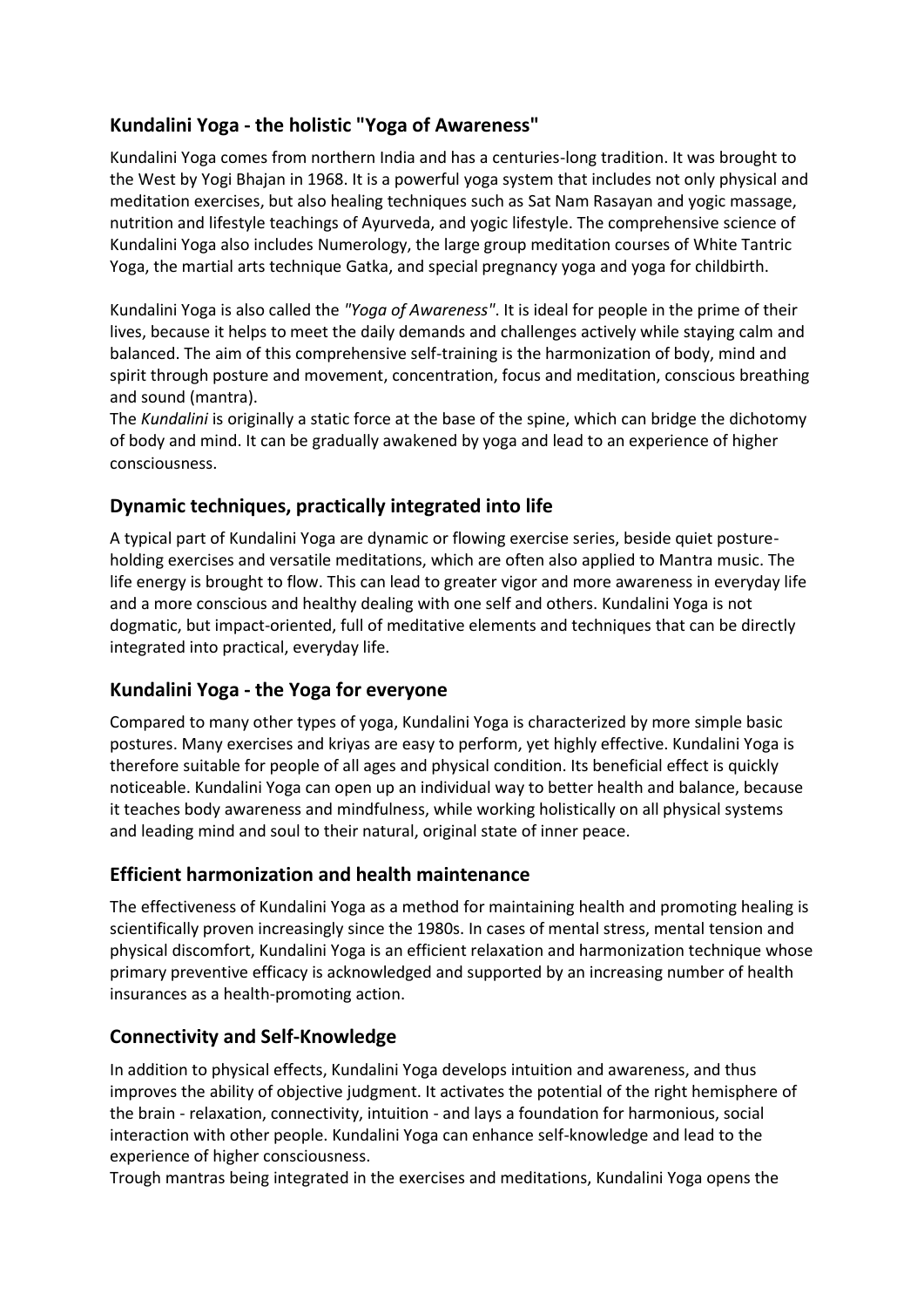## Kundalini Yoga - the holistic "Yoga of Awareness"

Kundalini Yoga comes from northern India and has a centuries-long tradition. It was brought to the West by Yogi Bhajan in 1968. It is a powerful yoga system that includes not only physical and meditation exercises, but also healing techniques such as Sat Nam Rasayan and yogic massage, nutrition and lifestyle teachings of Ayurveda, and yogic lifestyle. The comprehensive science of Kundalini Yoga also includes Numerology, the large group meditation courses of White Tantric Yoga, the martial arts technique Gatka, and special pregnancy yoga and yoga for childbirth.

Kundalini Yoga is also called the *"Yoga of Awareness"*. It is ideal for people in the prime of their lives, because it helps to meet the daily demands and challenges actively while staying calm and balanced. The aim of this comprehensive self-training is the harmonization of body, mind and spirit through posture and movement, concentration, focus and meditation, conscious breathing and sound (mantra).
The *Kundalini* is originally a static force at the base of the spine, which can bridge the dichotomy of body and mind. It can be gradually awakened by yoga and lead to an experience of higher consciousness.

## Dynamic techniques, practically integrated into life

A typical part of Kundalini Yoga are dynamic or flowing exercise series, beside quiet posture-holding exercises and versatile meditations, which are often also applied to Mantra music. The life energy is brought to flow. This can lead to greater vigor and more awareness in everyday life and a more conscious and healthy dealing with one self and others. Kundalini Yoga is not dogmatic, but impact-oriented, full of meditative elements and techniques that can be directly integrated into practical, everyday life.

## Kundalini Yoga - the Yoga for everyone

Compared to many other types of yoga, Kundalini Yoga is characterized by more simple basic postures. Many exercises and kriyas are easy to perform, yet highly effective. Kundalini Yoga is therefore suitable for people of all ages and physical condition. Its beneficial effect is quickly noticeable. Kundalini Yoga can open up an individual way to better health and balance, because it teaches body awareness and mindfulness, while working holistically on all physical systems and leading mind and soul to their natural, original state of inner peace.

## Efficient harmonization and health maintenance

The effectiveness of Kundalini Yoga as a method for maintaining health and promoting healing is scientifically proven increasingly since the 1980s. In cases of mental stress, mental tension and physical discomfort, Kundalini Yoga is an efficient relaxation and harmonization technique whose primary preventive efficacy is acknowledged and supported by an increasing number of health insurances as a health-promoting action.

## Connectivity and Self-Knowledge

In addition to physical effects, Kundalini Yoga develops intuition and awareness, and thus improves the ability of objective judgment. It activates the potential of the right hemisphere of the brain - relaxation, connectivity, intuition - and lays a foundation for harmonious, social interaction with other people. Kundalini Yoga can enhance self-knowledge and lead to the experience of higher consciousness.
Trough mantras being integrated in the exercises and meditations, Kundalini Yoga opens the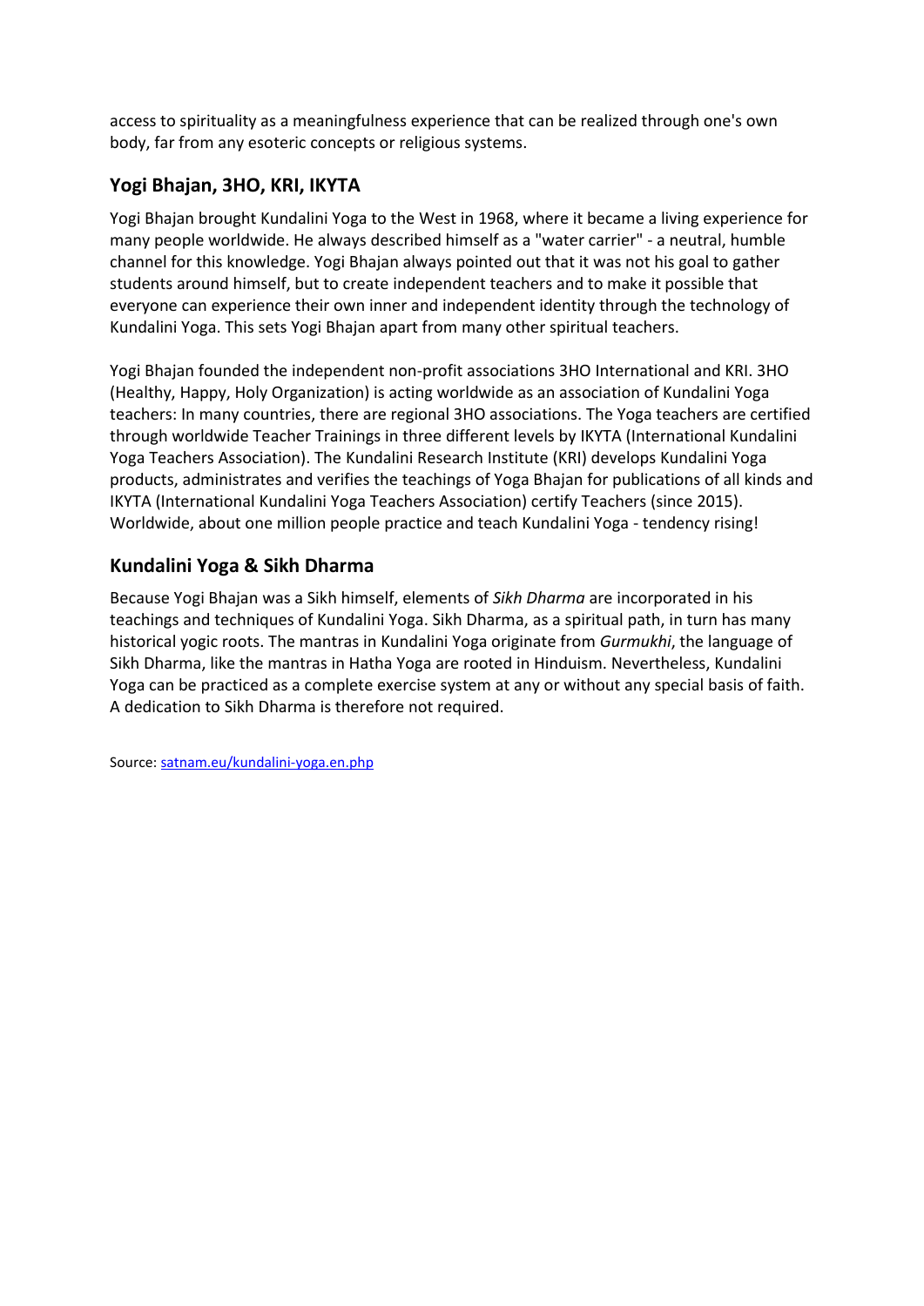access to spirituality as a meaningfulness experience that can be realized through one's own body, far from any esoteric concepts or religious systems.

## Yogi Bhajan, 3HO, KRI, IKYTA

Yogi Bhajan brought Kundalini Yoga to the West in 1968, where it became a living experience for many people worldwide. He always described himself as a "water carrier" - a neutral, humble channel for this knowledge. Yogi Bhajan always pointed out that it was not his goal to gather students around himself, but to create independent teachers and to make it possible that everyone can experience their own inner and independent identity through the technology of Kundalini Yoga. This sets Yogi Bhajan apart from many other spiritual teachers.

Yogi Bhajan founded the independent non-profit associations 3HO International and KRI. 3HO (Healthy, Happy, Holy Organization) is acting worldwide as an association of Kundalini Yoga teachers: In many countries, there are regional 3HO associations. The Yoga teachers are certified through worldwide Teacher Trainings in three different levels by IKYTA (International Kundalini Yoga Teachers Association). The Kundalini Research Institute (KRI) develops Kundalini Yoga products, administrates and verifies the teachings of Yoga Bhajan for publications of all kinds and IKYTA (International Kundalini Yoga Teachers Association) certify Teachers (since 2015). Worldwide, about one million people practice and teach Kundalini Yoga - tendency rising!

## Kundalini Yoga & Sikh Dharma

Because Yogi Bhajan was a Sikh himself, elements of *Sikh Dharma* are incorporated in his teachings and techniques of Kundalini Yoga. Sikh Dharma, as a spiritual path, in turn has many historical yogic roots. The mantras in Kundalini Yoga originate from *Gurmukhi*, the language of Sikh Dharma, like the mantras in Hatha Yoga are rooted in Hinduism. Nevertheless, Kundalini Yoga can be practiced as a complete exercise system at any or without any special basis of faith. A dedication to Sikh Dharma is therefore not required.

Source: [satnam.eu/kundalini-yoga.en.php](satnam.eu/kundalini-yoga.en.php)